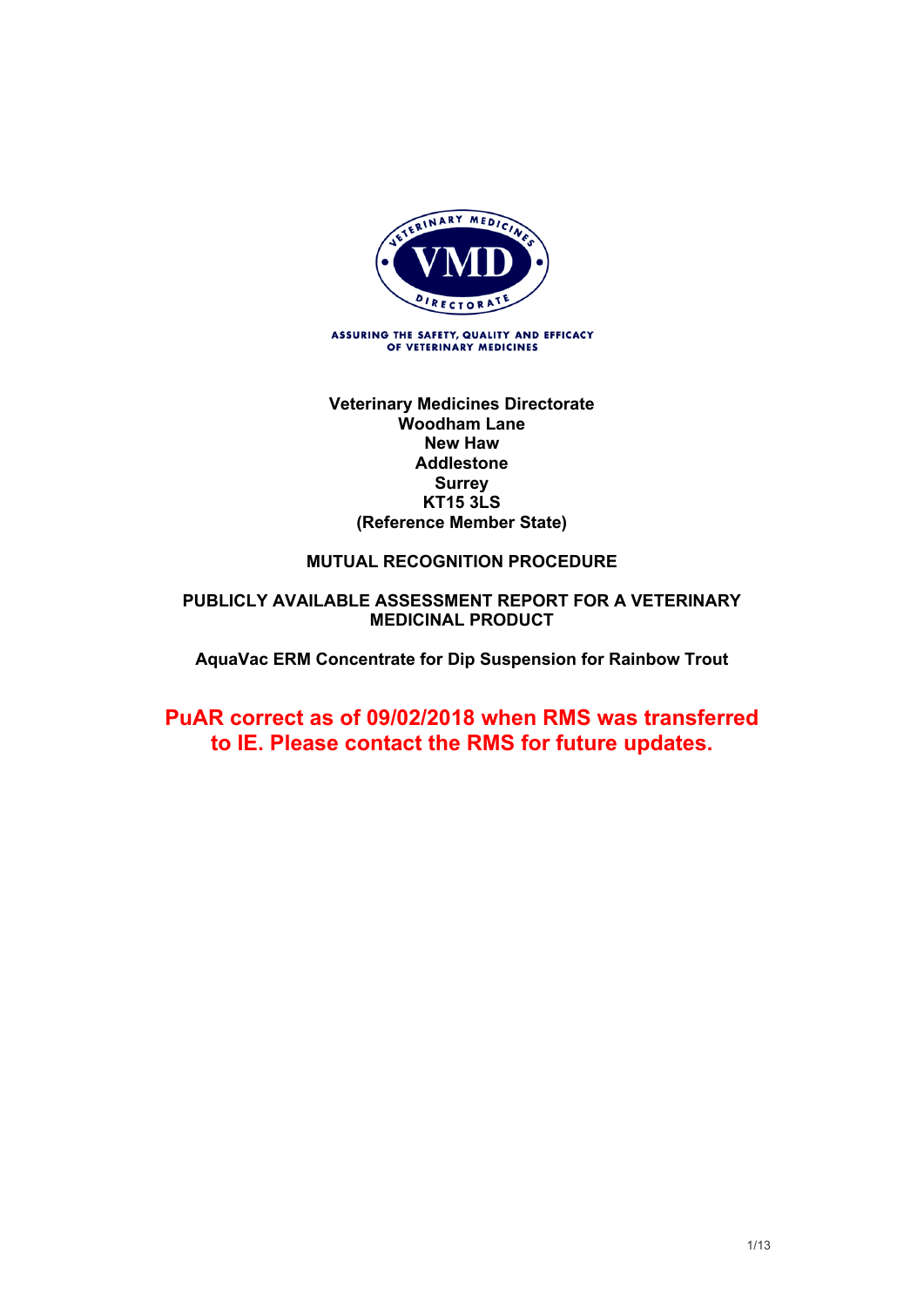ASSURING THE SAFETY, QUALITY AND EFFICACY OF VETERINARY MEDICINES

**Veterinary Medicines Directorate**
**Woodham Lane**
**New Haw**
**Addlestone**
**Surrey**
**KT15 3LS**
**(Reference Member State)**

**MUTUAL RECOGNITION PROCEDURE**

**PUBLICLY AVAILABLE ASSESSMENT REPORT FOR A VETERINARY MEDICINAL PRODUCT**

**AquaVac ERM Concentrate for Dip Suspension for Rainbow Trout**

**PuAR correct as of 09/02/2018 when RMS was transferred to IE. Please contact the RMS for future updates.**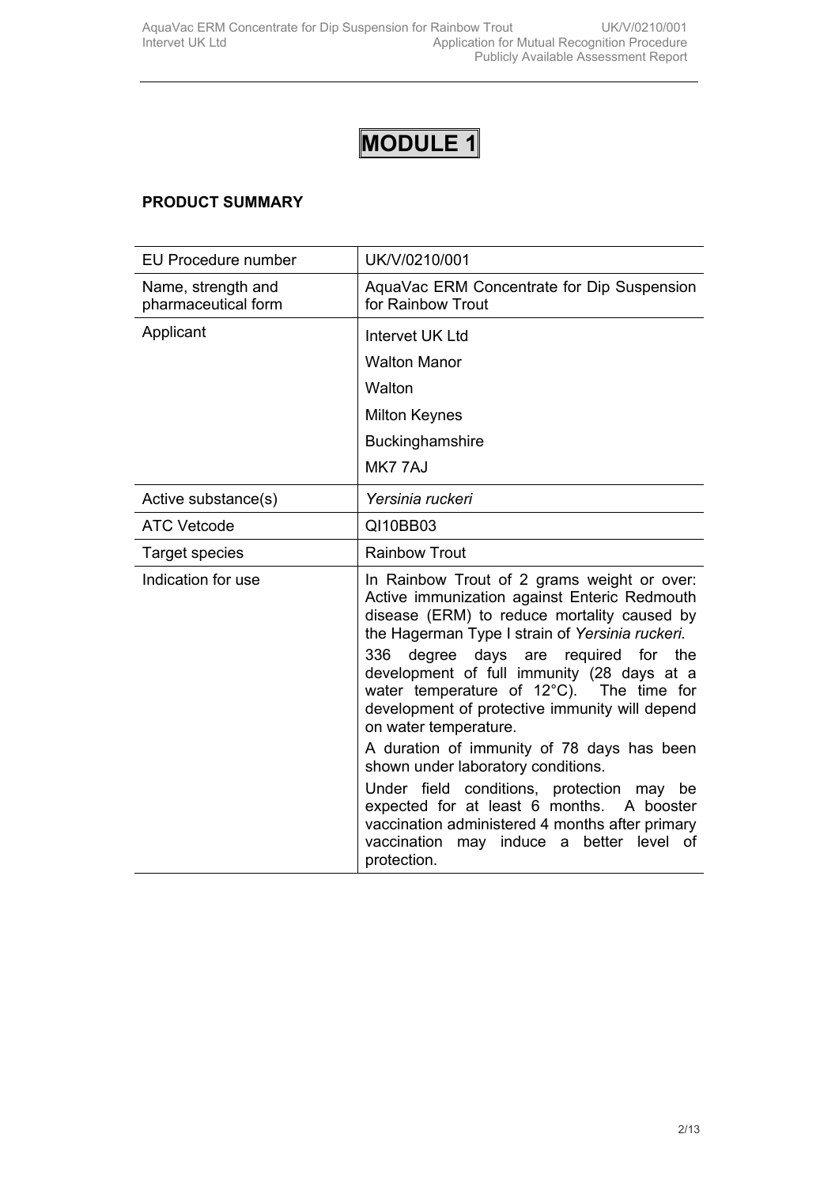# MODULE 1

**PRODUCT SUMMARY**

| EU Procedure number | UK/V/0210/001 |
|---|---|
| Name, strength and pharmaceutical form | AquaVac ERM Concentrate for Dip Suspension for Rainbow Trout |
| Applicant | Intervet UK Ltd<br>Walton Manor<br>Walton<br>Milton Keynes<br>Buckinghamshire<br>MK7 7AJ |
| Active substance(s) | *Yersinia ruckeri* |
| ATC Vetcode | QI10BB03 |
| Target species | Rainbow Trout |
| Indication for use | In Rainbow Trout of 2 grams weight or over: Active immunization against Enteric Redmouth disease (ERM) to reduce mortality caused by the Hagerman Type I strain of *Yersinia ruckeri*.<br>336 degree days are required for the development of full immunity (28 days at a water temperature of 12°C). The time for development of protective immunity will depend on water temperature.<br>A duration of immunity of 78 days has been shown under laboratory conditions.<br>Under field conditions, protection may be expected for at least 6 months. A booster vaccination administered 4 months after primary vaccination may induce a better level of protection. |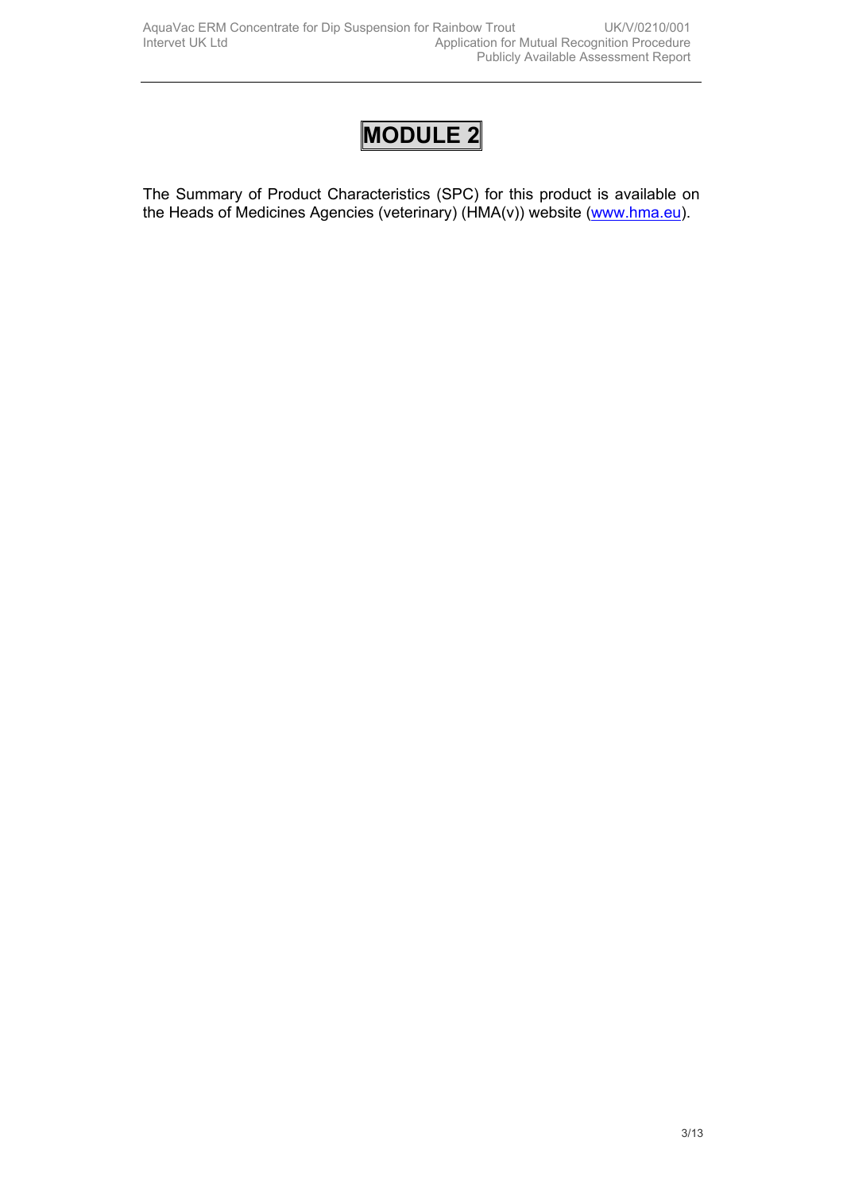# MODULE 2

The Summary of Product Characteristics (SPC) for this product is available on the Heads of Medicines Agencies (veterinary) (HMA(v)) website ([www.hma.eu](http://www.hma.eu)).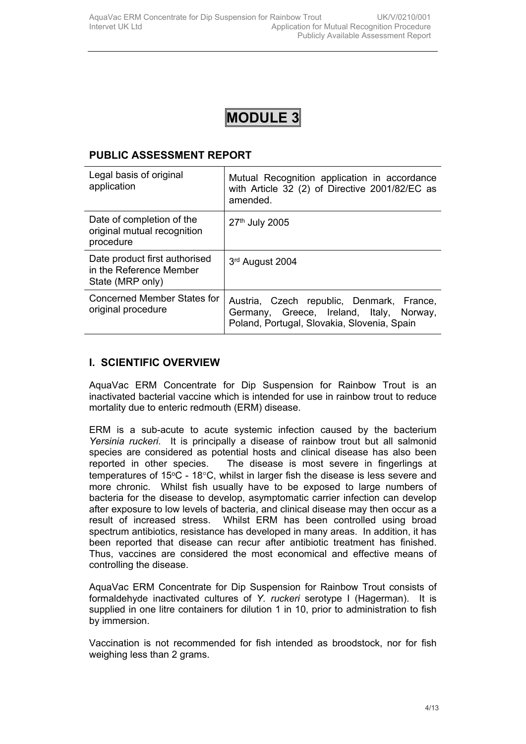# MODULE 3

## PUBLIC ASSESSMENT REPORT

| Legal basis of original application | Mutual Recognition application in accordance with Article 32 (2) of Directive 2001/82/EC as amended. |
|---|---|
| Date of completion of the original mutual recognition procedure | 27th July 2005 |
| Date product first authorised in the Reference Member State (MRP only) | 3rd August 2004 |
| Concerned Member States for original procedure | Austria, Czech republic, Denmark, France, Germany, Greece, Ireland, Italy, Norway, Poland, Portugal, Slovakia, Slovenia, Spain |

## I. SCIENTIFIC OVERVIEW

AquaVac ERM Concentrate for Dip Suspension for Rainbow Trout is an inactivated bacterial vaccine which is intended for use in rainbow trout to reduce mortality due to enteric redmouth (ERM) disease.

ERM is a sub-acute to acute systemic infection caused by the bacterium *Yersinia ruckeri*. It is principally a disease of rainbow trout but all salmonid species are considered as potential hosts and clinical disease has also been reported in other species. The disease is most severe in fingerlings at temperatures of 15°C - 18°C, whilst in larger fish the disease is less severe and more chronic. Whilst fish usually have to be exposed to large numbers of bacteria for the disease to develop, asymptomatic carrier infection can develop after exposure to low levels of bacteria, and clinical disease may then occur as a result of increased stress. Whilst ERM has been controlled using broad spectrum antibiotics, resistance has developed in many areas. In addition, it has been reported that disease can recur after antibiotic treatment has finished. Thus, vaccines are considered the most economical and effective means of controlling the disease.

AquaVac ERM Concentrate for Dip Suspension for Rainbow Trout consists of formaldehyde inactivated cultures of *Y. ruckeri* serotype I (Hagerman). It is supplied in one litre containers for dilution 1 in 10, prior to administration to fish by immersion.

Vaccination is not recommended for fish intended as broodstock, nor for fish weighing less than 2 grams.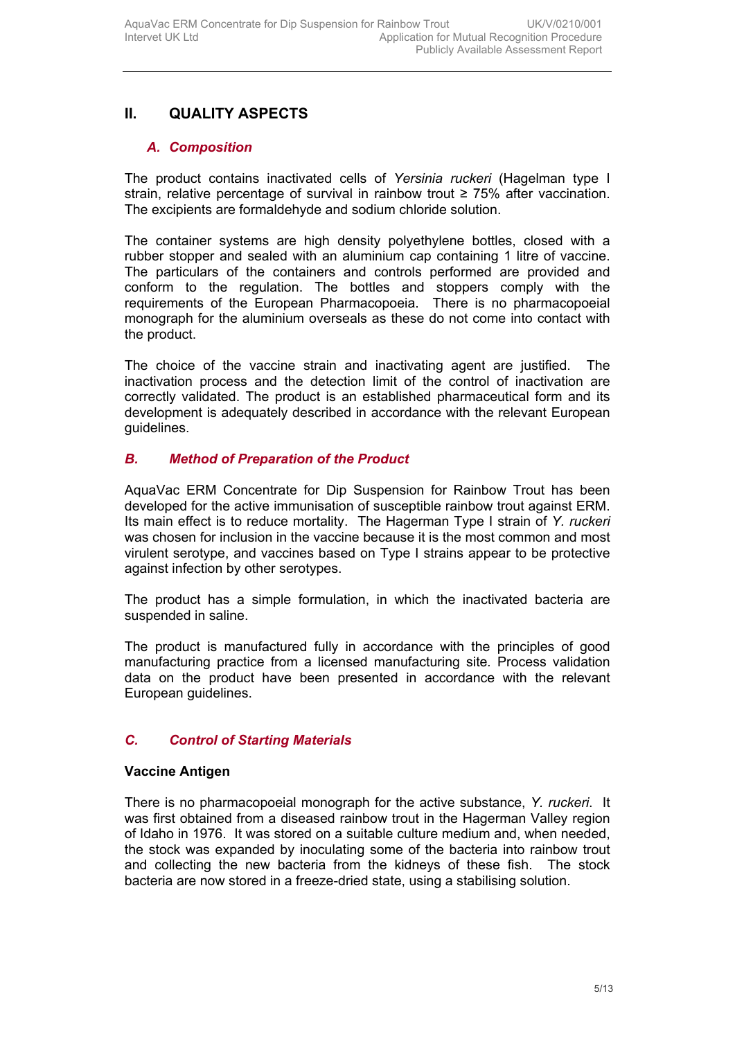## II. QUALITY ASPECTS

### *A. Composition*

The product contains inactivated cells of *Yersinia ruckeri* (Hagelman type I strain, relative percentage of survival in rainbow trout ≥ 75% after vaccination. The excipients are formaldehyde and sodium chloride solution.

The container systems are high density polyethylene bottles, closed with a rubber stopper and sealed with an aluminium cap containing 1 litre of vaccine. The particulars of the containers and controls performed are provided and conform to the regulation. The bottles and stoppers comply with the requirements of the European Pharmacopoeia. There is no pharmacopoeial monograph for the aluminium overseals as these do not come into contact with the product.

The choice of the vaccine strain and inactivating agent are justified. The inactivation process and the detection limit of the control of inactivation are correctly validated. The product is an established pharmaceutical form and its development is adequately described in accordance with the relevant European guidelines.

### *B. Method of Preparation of the Product*

AquaVac ERM Concentrate for Dip Suspension for Rainbow Trout has been developed for the active immunisation of susceptible rainbow trout against ERM. Its main effect is to reduce mortality. The Hagerman Type I strain of *Y. ruckeri* was chosen for inclusion in the vaccine because it is the most common and most virulent serotype, and vaccines based on Type I strains appear to be protective against infection by other serotypes.

The product has a simple formulation, in which the inactivated bacteria are suspended in saline.

The product is manufactured fully in accordance with the principles of good manufacturing practice from a licensed manufacturing site. Process validation data on the product have been presented in accordance with the relevant European guidelines.

### *C. Control of Starting Materials*

**Vaccine Antigen**

There is no pharmacopoeial monograph for the active substance, *Y. ruckeri*. It was first obtained from a diseased rainbow trout in the Hagerman Valley region of Idaho in 1976. It was stored on a suitable culture medium and, when needed, the stock was expanded by inoculating some of the bacteria into rainbow trout and collecting the new bacteria from the kidneys of these fish. The stock bacteria are now stored in a freeze-dried state, using a stabilising solution.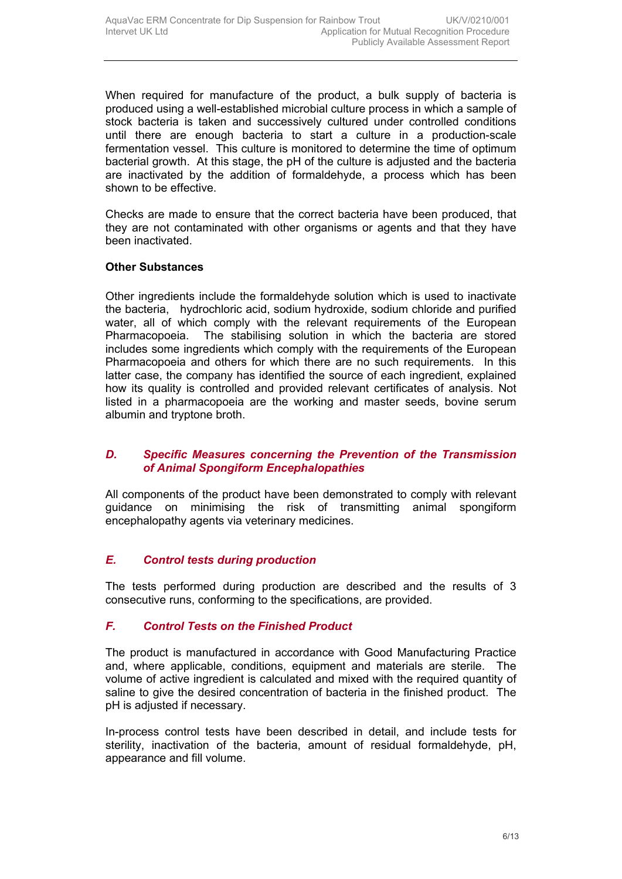When required for manufacture of the product, a bulk supply of bacteria is produced using a well-established microbial culture process in which a sample of stock bacteria is taken and successively cultured under controlled conditions until there are enough bacteria to start a culture in a production-scale fermentation vessel. This culture is monitored to determine the time of optimum bacterial growth. At this stage, the pH of the culture is adjusted and the bacteria are inactivated by the addition of formaldehyde, a process which has been shown to be effective.

Checks are made to ensure that the correct bacteria have been produced, that they are not contaminated with other organisms or agents and that they have been inactivated.

**Other Substances**

Other ingredients include the formaldehyde solution which is used to inactivate the bacteria, hydrochloric acid, sodium hydroxide, sodium chloride and purified water, all of which comply with the relevant requirements of the European Pharmacopoeia. The stabilising solution in which the bacteria are stored includes some ingredients which comply with the requirements of the European Pharmacopoeia and others for which there are no such requirements. In this latter case, the company has identified the source of each ingredient, explained how its quality is controlled and provided relevant certificates of analysis. Not listed in a pharmacopoeia are the working and master seeds, bovine serum albumin and tryptone broth.

## *D. Specific Measures concerning the Prevention of the Transmission of Animal Spongiform Encephalopathies*

All components of the product have been demonstrated to comply with relevant guidance on minimising the risk of transmitting animal spongiform encephalopathy agents via veterinary medicines.

## *E. Control tests during production*

The tests performed during production are described and the results of 3 consecutive runs, conforming to the specifications, are provided.

## *F. Control Tests on the Finished Product*

The product is manufactured in accordance with Good Manufacturing Practice and, where applicable, conditions, equipment and materials are sterile. The volume of active ingredient is calculated and mixed with the required quantity of saline to give the desired concentration of bacteria in the finished product. The pH is adjusted if necessary.

In-process control tests have been described in detail, and include tests for sterility, inactivation of the bacteria, amount of residual formaldehyde, pH, appearance and fill volume.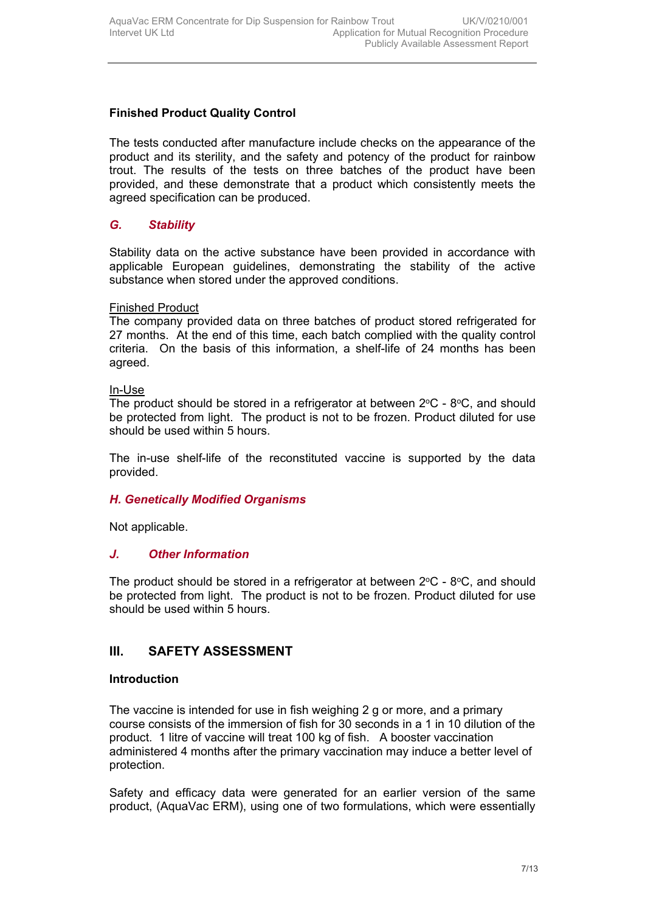**Finished Product Quality Control**

The tests conducted after manufacture include checks on the appearance of the product and its sterility, and the safety and potency of the product for rainbow trout. The results of the tests on three batches of the product have been provided, and these demonstrate that a product which consistently meets the agreed specification can be produced.

### *G. Stability*

Stability data on the active substance have been provided in accordance with applicable European guidelines, demonstrating the stability of the active substance when stored under the approved conditions.

Finished Product
The company provided data on three batches of product stored refrigerated for 27 months. At the end of this time, each batch complied with the quality control criteria. On the basis of this information, a shelf-life of 24 months has been agreed.

In-Use
The product should be stored in a refrigerator at between 2°C - 8°C, and should be protected from light. The product is not to be frozen. Product diluted for use should be used within 5 hours.

The in-use shelf-life of the reconstituted vaccine is supported by the data provided.

### *H. Genetically Modified Organisms*

Not applicable.

### *J. Other Information*

The product should be stored in a refrigerator at between 2°C - 8°C, and should be protected from light. The product is not to be frozen. Product diluted for use should be used within 5 hours.

## III. SAFETY ASSESSMENT

**Introduction**

The vaccine is intended for use in fish weighing 2 g or more, and a primary course consists of the immersion of fish for 30 seconds in a 1 in 10 dilution of the product. 1 litre of vaccine will treat 100 kg of fish. A booster vaccination administered 4 months after the primary vaccination may induce a better level of protection.

Safety and efficacy data were generated for an earlier version of the same product, (AquaVac ERM), using one of two formulations, which were essentially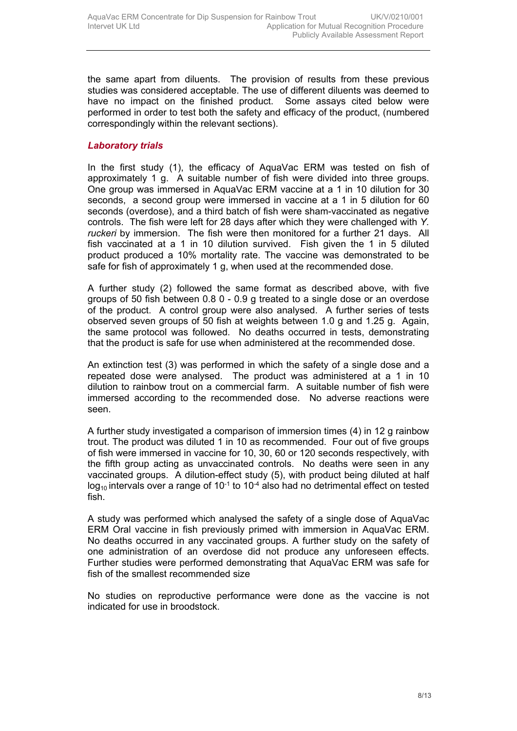the same apart from diluents. The provision of results from these previous studies was considered acceptable. The use of different diluents was deemed to have no impact on the finished product. Some assays cited below were performed in order to test both the safety and efficacy of the product, (numbered correspondingly within the relevant sections).

### *Laboratory trials*

In the first study (1), the efficacy of AquaVac ERM was tested on fish of approximately 1 g. A suitable number of fish were divided into three groups. One group was immersed in AquaVac ERM vaccine at a 1 in 10 dilution for 30 seconds, a second group were immersed in vaccine at a 1 in 5 dilution for 60 seconds (overdose), and a third batch of fish were sham-vaccinated as negative controls. The fish were left for 28 days after which they were challenged with *Y. ruckeri* by immersion. The fish were then monitored for a further 21 days. All fish vaccinated at a 1 in 10 dilution survived. Fish given the 1 in 5 diluted product produced a 10% mortality rate. The vaccine was demonstrated to be safe for fish of approximately 1 g, when used at the recommended dose.

A further study (2) followed the same format as described above, with five groups of 50 fish between 0.8 0 - 0.9 g treated to a single dose or an overdose of the product. A control group were also analysed. A further series of tests observed seven groups of 50 fish at weights between 1.0 g and 1.25 g. Again, the same protocol was followed. No deaths occurred in tests, demonstrating that the product is safe for use when administered at the recommended dose.

An extinction test (3) was performed in which the safety of a single dose and a repeated dose were analysed. The product was administered at a 1 in 10 dilution to rainbow trout on a commercial farm. A suitable number of fish were immersed according to the recommended dose. No adverse reactions were seen.

A further study investigated a comparison of immersion times (4) in 12 g rainbow trout. The product was diluted 1 in 10 as recommended. Four out of five groups of fish were immersed in vaccine for 10, 30, 60 or 120 seconds respectively, with the fifth group acting as unvaccinated controls. No deaths were seen in any vaccinated groups. A dilution-effect study (5), with product being diluted at half $\log_{10}$ intervals over a range of $10^{-1}$ to $10^{-4}$ also had no detrimental effect on tested fish.

A study was performed which analysed the safety of a single dose of AquaVac ERM Oral vaccine in fish previously primed with immersion in AquaVac ERM. No deaths occurred in any vaccinated groups. A further study on the safety of one administration of an overdose did not produce any unforeseen effects. Further studies were performed demonstrating that AquaVac ERM was safe for fish of the smallest recommended size

No studies on reproductive performance were done as the vaccine is not indicated for use in broodstock.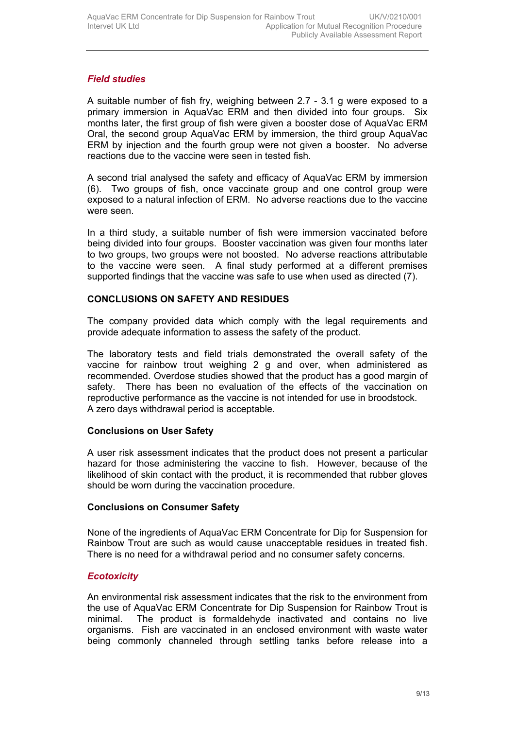### *Field studies*

A suitable number of fish fry, weighing between 2.7 - 3.1 g were exposed to a primary immersion in AquaVac ERM and then divided into four groups. Six months later, the first group of fish were given a booster dose of AquaVac ERM Oral, the second group AquaVac ERM by immersion, the third group AquaVac ERM by injection and the fourth group were not given a booster. No adverse reactions due to the vaccine were seen in tested fish.

A second trial analysed the safety and efficacy of AquaVac ERM by immersion (6). Two groups of fish, once vaccinate group and one control group were exposed to a natural infection of ERM. No adverse reactions due to the vaccine were seen.

In a third study, a suitable number of fish were immersion vaccinated before being divided into four groups. Booster vaccination was given four months later to two groups, two groups were not boosted. No adverse reactions attributable to the vaccine were seen. A final study performed at a different premises supported findings that the vaccine was safe to use when used as directed (7).

## CONCLUSIONS ON SAFETY AND RESIDUES

The company provided data which comply with the legal requirements and provide adequate information to assess the safety of the product.

The laboratory tests and field trials demonstrated the overall safety of the vaccine for rainbow trout weighing 2 g and over, when administered as recommended. Overdose studies showed that the product has a good margin of safety. There has been no evaluation of the effects of the vaccination on reproductive performance as the vaccine is not intended for use in broodstock. A zero days withdrawal period is acceptable.

### Conclusions on User Safety

A user risk assessment indicates that the product does not present a particular hazard for those administering the vaccine to fish. However, because of the likelihood of skin contact with the product, it is recommended that rubber gloves should be worn during the vaccination procedure.

### Conclusions on Consumer Safety

None of the ingredients of AquaVac ERM Concentrate for Dip for Suspension for Rainbow Trout are such as would cause unacceptable residues in treated fish. There is no need for a withdrawal period and no consumer safety concerns.

### *Ecotoxicity*

An environmental risk assessment indicates that the risk to the environment from the use of AquaVac ERM Concentrate for Dip Suspension for Rainbow Trout is minimal. The product is formaldehyde inactivated and contains no live organisms. Fish are vaccinated in an enclosed environment with waste water being commonly channeled through settling tanks before release into a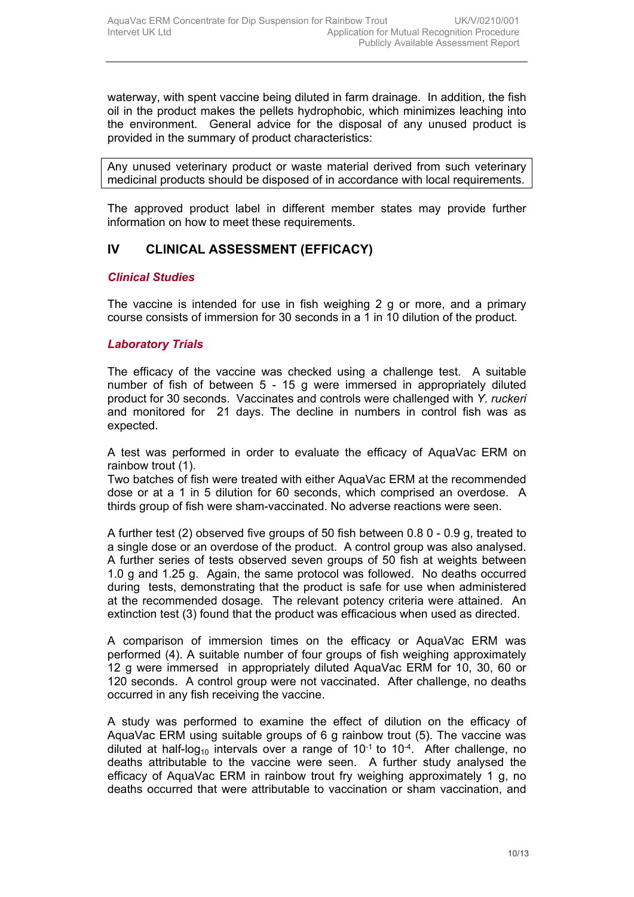waterway, with spent vaccine being diluted in farm drainage. In addition, the fish oil in the product makes the pellets hydrophobic, which minimizes leaching into the environment. General advice for the disposal of any unused product is provided in the summary of product characteristics:

> Any unused veterinary product or waste material derived from such veterinary medicinal products should be disposed of in accordance with local requirements.

The approved product label in different member states may provide further information on how to meet these requirements.

## IV CLINICAL ASSESSMENT (EFFICACY)

### *Clinical Studies*

The vaccine is intended for use in fish weighing 2 g or more, and a primary course consists of immersion for 30 seconds in a 1 in 10 dilution of the product.

### *Laboratory Trials*

The efficacy of the vaccine was checked using a challenge test. A suitable number of fish of between 5 - 15 g were immersed in appropriately diluted product for 30 seconds. Vaccinates and controls were challenged with *Y. ruckeri* and monitored for 21 days. The decline in numbers in control fish was as expected.

A test was performed in order to evaluate the efficacy of AquaVac ERM on rainbow trout (1).
Two batches of fish were treated with either AquaVac ERM at the recommended dose or at a 1 in 5 dilution for 60 seconds, which comprised an overdose. A thirds group of fish were sham-vaccinated. No adverse reactions were seen.

A further test (2) observed five groups of 50 fish between 0.8 0 - 0.9 g, treated to a single dose or an overdose of the product. A control group was also analysed. A further series of tests observed seven groups of 50 fish at weights between 1.0 g and 1.25 g. Again, the same protocol was followed. No deaths occurred during tests, demonstrating that the product is safe for use when administered at the recommended dosage. The relevant potency criteria were attained. An extinction test (3) found that the product was efficacious when used as directed.

A comparison of immersion times on the efficacy or AquaVac ERM was performed (4). A suitable number of four groups of fish weighing approximately 12 g were immersed in appropriately diluted AquaVac ERM for 10, 30, 60 or 120 seconds. A control group were not vaccinated. After challenge, no deaths occurred in any fish receiving the vaccine.

A study was performed to examine the effect of dilution on the efficacy of AquaVac ERM using suitable groups of 6 g rainbow trout (5). The vaccine was diluted at half-$\log_{10}$ intervals over a range of $10^{-1}$ to $10^{-4}$. After challenge, no deaths attributable to the vaccine were seen. A further study analysed the efficacy of AquaVac ERM in rainbow trout fry weighing approximately 1 g, no deaths occurred that were attributable to vaccination or sham vaccination, and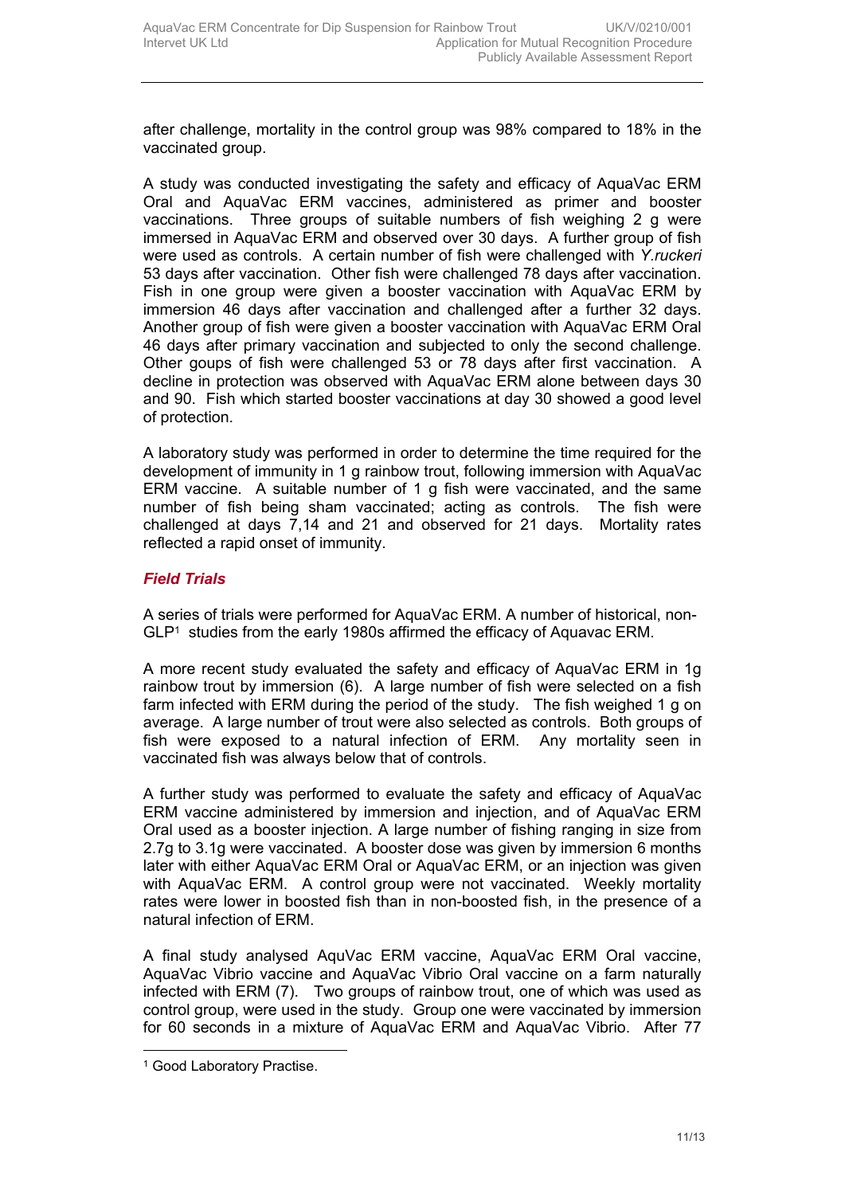after challenge, mortality in the control group was 98% compared to 18% in the vaccinated group.

A study was conducted investigating the safety and efficacy of AquaVac ERM Oral and AquaVac ERM vaccines, administered as primer and booster vaccinations. Three groups of suitable numbers of fish weighing 2 g were immersed in AquaVac ERM and observed over 30 days. A further group of fish were used as controls. A certain number of fish were challenged with *Y.ruckeri* 53 days after vaccination. Other fish were challenged 78 days after vaccination. Fish in one group were given a booster vaccination with AquaVac ERM by immersion 46 days after vaccination and challenged after a further 32 days. Another group of fish were given a booster vaccination with AquaVac ERM Oral 46 days after primary vaccination and subjected to only the second challenge. Other goups of fish were challenged 53 or 78 days after first vaccination. A decline in protection was observed with AquaVac ERM alone between days 30 and 90. Fish which started booster vaccinations at day 30 showed a good level of protection.

A laboratory study was performed in order to determine the time required for the development of immunity in 1 g rainbow trout, following immersion with AquaVac ERM vaccine. A suitable number of 1 g fish were vaccinated, and the same number of fish being sham vaccinated; acting as controls. The fish were challenged at days 7,14 and 21 and observed for 21 days. Mortality rates reflected a rapid onset of immunity.

### *Field Trials*

A series of trials were performed for AquaVac ERM. A number of historical, non-GLP[1] studies from the early 1980s affirmed the efficacy of Aquavac ERM.

A more recent study evaluated the safety and efficacy of AquaVac ERM in 1g rainbow trout by immersion (6). A large number of fish were selected on a fish farm infected with ERM during the period of the study. The fish weighed 1 g on average. A large number of trout were also selected as controls. Both groups of fish were exposed to a natural infection of ERM. Any mortality seen in vaccinated fish was always below that of controls.

A further study was performed to evaluate the safety and efficacy of AquaVac ERM vaccine administered by immersion and injection, and of AquaVac ERM Oral used as a booster injection. A large number of fishing ranging in size from 2.7g to 3.1g were vaccinated. A booster dose was given by immersion 6 months later with either AquaVac ERM Oral or AquaVac ERM, or an injection was given with AquaVac ERM. A control group were not vaccinated. Weekly mortality rates were lower in boosted fish than in non-boosted fish, in the presence of a natural infection of ERM.

A final study analysed AquVac ERM vaccine, AquaVac ERM Oral vaccine, AquaVac Vibrio vaccine and AquaVac Vibrio Oral vaccine on a farm naturally infected with ERM (7). Two groups of rainbow trout, one of which was used as control group, were used in the study. Group one were vaccinated by immersion for 60 seconds in a mixture of AquaVac ERM and AquaVac Vibrio. After 77

[1] Good Laboratory Practise.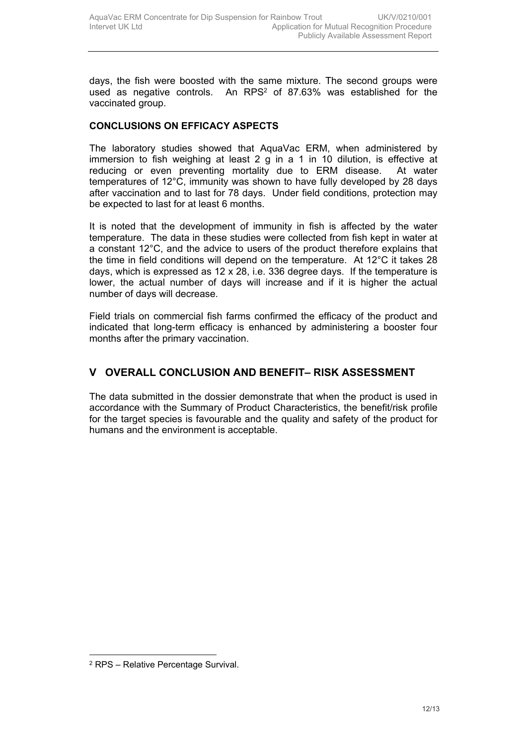days, the fish were boosted with the same mixture. The second groups were used as negative controls. An RPS[2] of 87.63% was established for the vaccinated group.

**CONCLUSIONS ON EFFICACY ASPECTS**

The laboratory studies showed that AquaVac ERM, when administered by immersion to fish weighing at least 2 g in a 1 in 10 dilution, is effective at reducing or even preventing mortality due to ERM disease. At water temperatures of 12°C, immunity was shown to have fully developed by 28 days after vaccination and to last for 78 days. Under field conditions, protection may be expected to last for at least 6 months.

It is noted that the development of immunity in fish is affected by the water temperature. The data in these studies were collected from fish kept in water at a constant 12°C, and the advice to users of the product therefore explains that the time in field conditions will depend on the temperature. At 12°C it takes 28 days, which is expressed as 12 x 28, i.e. 336 degree days. If the temperature is lower, the actual number of days will increase and if it is higher the actual number of days will decrease.

Field trials on commercial fish farms confirmed the efficacy of the product and indicated that long-term efficacy is enhanced by administering a booster four months after the primary vaccination.

## V OVERALL CONCLUSION AND BENEFIT– RISK ASSESSMENT

The data submitted in the dossier demonstrate that when the product is used in accordance with the Summary of Product Characteristics, the benefit/risk profile for the target species is favourable and the quality and safety of the product for humans and the environment is acceptable.

---

[2] RPS – Relative Percentage Survival.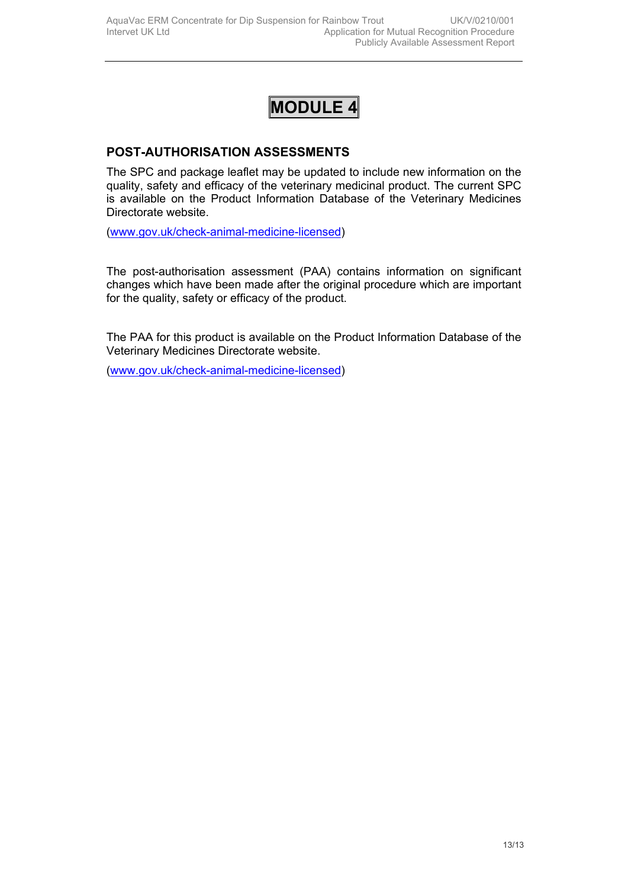# MODULE 4

## POST-AUTHORISATION ASSESSMENTS

The SPC and package leaflet may be updated to include new information on the quality, safety and efficacy of the veterinary medicinal product. The current SPC is available on the Product Information Database of the Veterinary Medicines Directorate website.

(www.gov.uk/check-animal-medicine-licensed)

The post-authorisation assessment (PAA) contains information on significant changes which have been made after the original procedure which are important for the quality, safety or efficacy of the product.

The PAA for this product is available on the Product Information Database of the Veterinary Medicines Directorate website.

(www.gov.uk/check-animal-medicine-licensed)